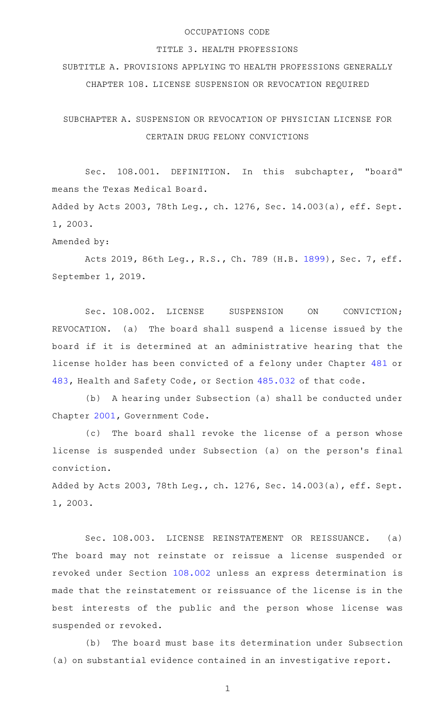# OCCUPATIONS CODE

## TITLE 3. HEALTH PROFESSIONS

## SUBTITLE A. PROVISIONS APPLYING TO HEALTH PROFESSIONS GENERALLY

## CHAPTER 108. LICENSE SUSPENSION OR REVOCATION REQUIRED

### SUBCHAPTER A. SUSPENSION OR REVOCATION OF PHYSICIAN LICENSE FOR CERTAIN DRUG FELONY CONVICTIONS

Sec. 108.001. DEFINITION. In this subchapter, "board" means the Texas Medical Board.

Added by Acts 2003, 78th Leg., ch. 1276, Sec. 14.003(a), eff. Sept. 1, 2003.

Amended by:

Acts 2019, 86th Leg., R.S., Ch. 789 (H.B. 1899), Sec. 7, eff. September 1, 2019.

Sec. 108.002. LICENSE SUSPENSION ON CONVICTION; REVOCATION. (a) The board shall suspend a license issued by the board if it is determined at an administrative hearing that the license holder has been convicted of a felony under Chapter 481 or 483, Health and Safety Code, or Section 485.032 of that code.

(b) A hearing under Subsection (a) shall be conducted under Chapter 2001, Government Code.

(c) The board shall revoke the license of a person whose license is suspended under Subsection (a) on the person's final conviction.

Added by Acts 2003, 78th Leg., ch. 1276, Sec. 14.003(a), eff. Sept. 1, 2003.

Sec. 108.003. LICENSE REINSTATEMENT OR REISSUANCE. (a) The board may not reinstate or reissue a license suspended or revoked under Section 108.002 unless an express determination is made that the reinstatement or reissuance of the license is in the best interests of the public and the person whose license was suspended or revoked.

(b) The board must base its determination under Subsection (a) on substantial evidence contained in an investigative report.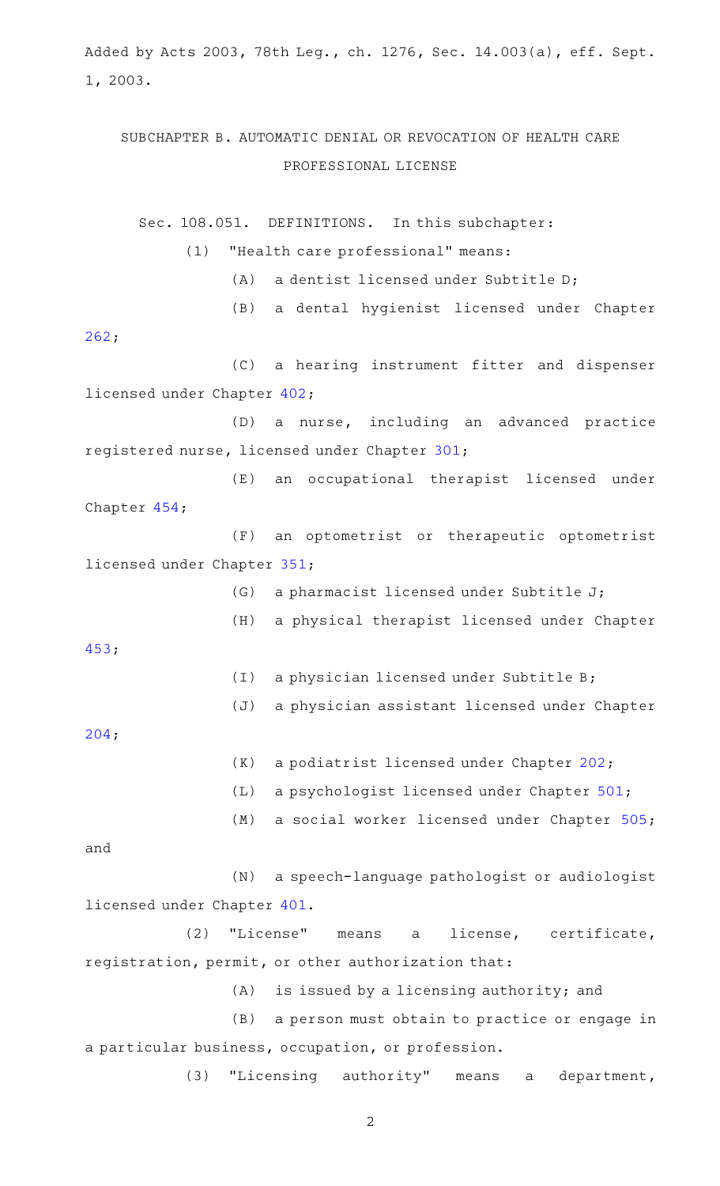Added by Acts 2003, 78th Leg., ch. 1276, Sec. 14.003(a), eff. Sept. 1, 2003.

## SUBCHAPTER B. AUTOMATIC DENIAL OR REVOCATION OF HEALTH CARE PROFESSIONAL LICENSE

Sec. 108.051. DEFINITIONS. In this subchapter:

(1) "Health care professional" means:

(A) a dentist licensed under Subtitle D;

(B) a dental hygienist licensed under Chapter 262;

(C) a hearing instrument fitter and dispenser licensed under Chapter 402;

(D) a nurse, including an advanced practice registered nurse, licensed under Chapter 301;

(E) an occupational therapist licensed under Chapter 454;

(F) an optometrist or therapeutic optometrist licensed under Chapter 351;

(G) a pharmacist licensed under Subtitle J;

(H) a physical therapist licensed under Chapter 453;

(I) a physician licensed under Subtitle B;

(J) a physician assistant licensed under Chapter 204;

(K) a podiatrist licensed under Chapter 202;

(L) a psychologist licensed under Chapter 501;

(M) a social worker licensed under Chapter 505; and

(N) a speech-language pathologist or audiologist licensed under Chapter 401.

(2) "License" means a license, certificate, registration, permit, or other authorization that:

(A) is issued by a licensing authority; and

(B) a person must obtain to practice or engage in a particular business, occupation, or profession.

(3) "Licensing authority" means a department,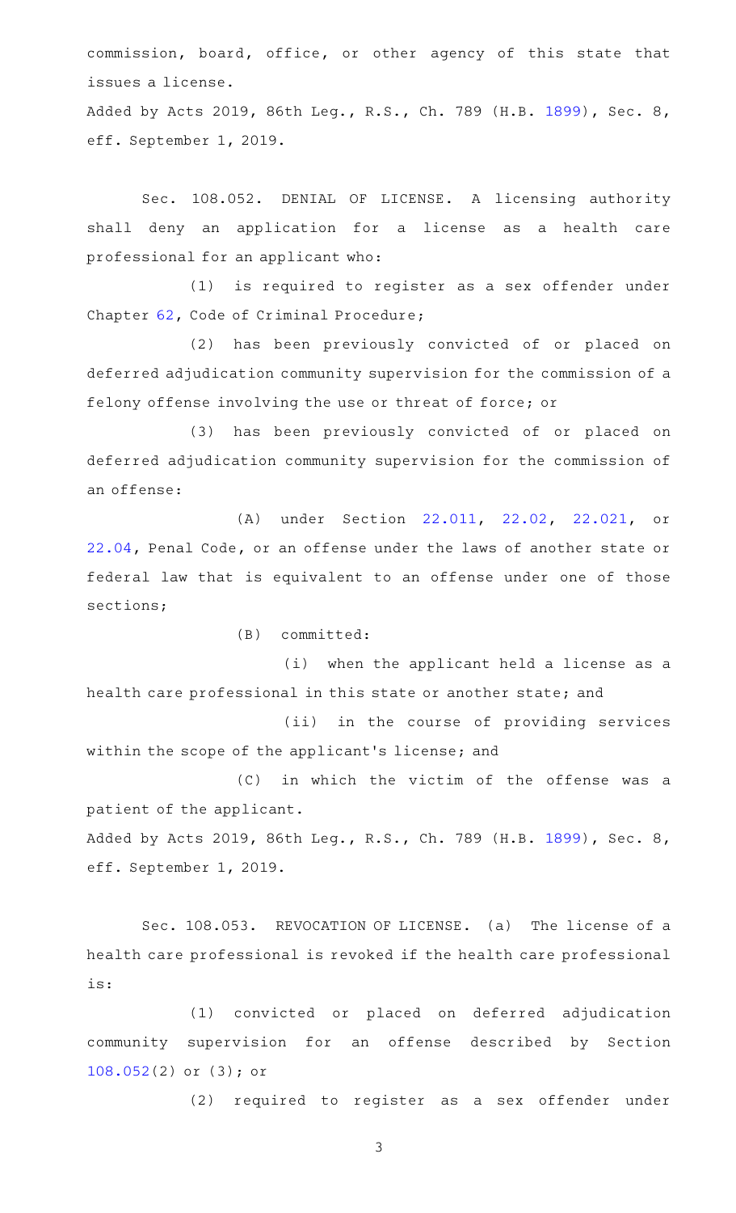commission, board, office, or other agency of this state that issues a license.

Added by Acts 2019, 86th Leg., R.S., Ch. 789 (H.B. 1899), Sec. 8, eff. September 1, 2019.

Sec. 108.052. DENIAL OF LICENSE. A licensing authority shall deny an application for a license as a health care professional for an applicant who:

(1) is required to register as a sex offender under Chapter 62, Code of Criminal Procedure;

(2) has been previously convicted of or placed on deferred adjudication community supervision for the commission of a felony offense involving the use or threat of force; or

(3) has been previously convicted of or placed on deferred adjudication community supervision for the commission of an offense:

(A) under Section 22.011, 22.02, 22.021, or 22.04, Penal Code, or an offense under the laws of another state or federal law that is equivalent to an offense under one of those sections;

(B) committed:

(i) when the applicant held a license as a health care professional in this state or another state; and

(ii) in the course of providing services within the scope of the applicant's license; and

(C) in which the victim of the offense was a patient of the applicant.

Added by Acts 2019, 86th Leg., R.S., Ch. 789 (H.B. 1899), Sec. 8, eff. September 1, 2019.

Sec. 108.053. REVOCATION OF LICENSE. (a) The license of a health care professional is revoked if the health care professional is:

(1) convicted or placed on deferred adjudication community supervision for an offense described by Section 108.052(2) or (3); or

(2) required to register as a sex offender under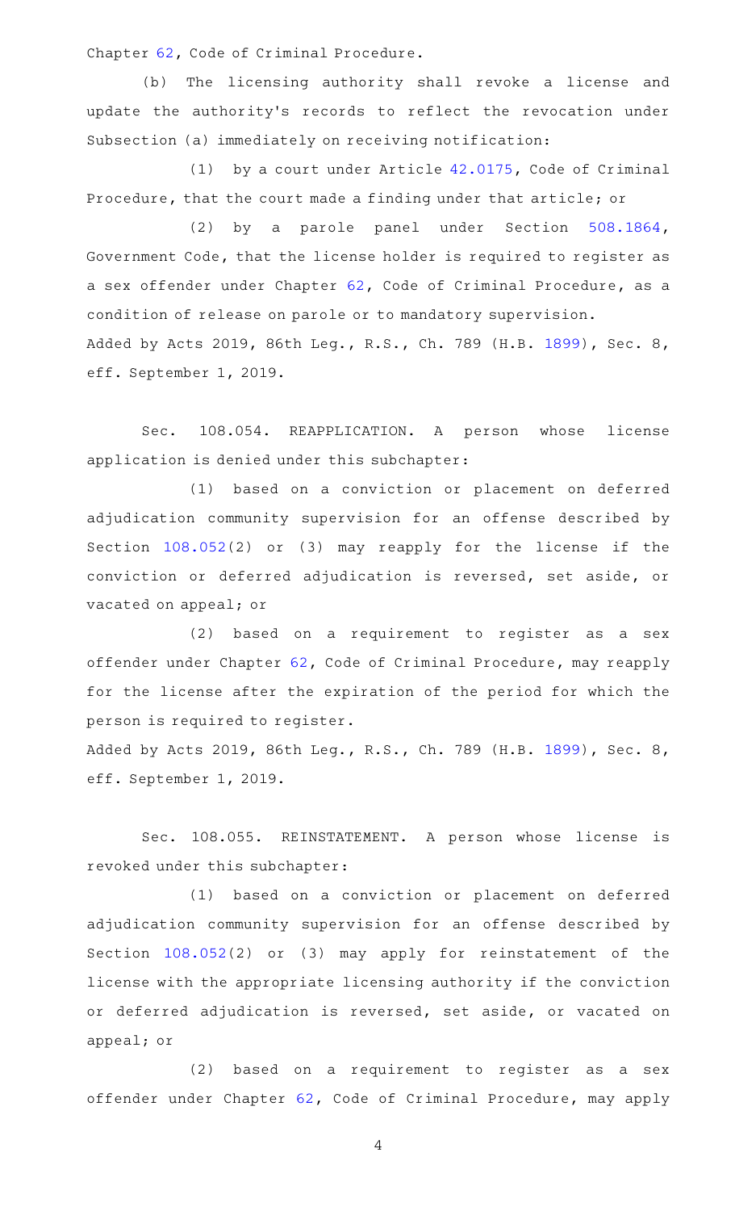Chapter 62, Code of Criminal Procedure.

(b) The licensing authority shall revoke a license and update the authority's records to reflect the revocation under Subsection (a) immediately on receiving notification:

(1) by a court under Article 42.0175, Code of Criminal Procedure, that the court made a finding under that article; or

(2) by a parole panel under Section 508.1864, Government Code, that the license holder is required to register as a sex offender under Chapter 62, Code of Criminal Procedure, as a condition of release on parole or to mandatory supervision.

Added by Acts 2019, 86th Leg., R.S., Ch. 789 (H.B. 1899), Sec. 8, eff. September 1, 2019.

Sec. 108.054. REAPPLICATION. A person whose license application is denied under this subchapter:

(1) based on a conviction or placement on deferred adjudication community supervision for an offense described by Section 108.052(2) or (3) may reapply for the license if the conviction or deferred adjudication is reversed, set aside, or vacated on appeal; or

(2) based on a requirement to register as a sex offender under Chapter 62, Code of Criminal Procedure, may reapply for the license after the expiration of the period for which the person is required to register.

Added by Acts 2019, 86th Leg., R.S., Ch. 789 (H.B. 1899), Sec. 8, eff. September 1, 2019.

Sec. 108.055. REINSTATEMENT. A person whose license is revoked under this subchapter:

(1) based on a conviction or placement on deferred adjudication community supervision for an offense described by Section 108.052(2) or (3) may apply for reinstatement of the license with the appropriate licensing authority if the conviction or deferred adjudication is reversed, set aside, or vacated on appeal; or

(2) based on a requirement to register as a sex offender under Chapter 62, Code of Criminal Procedure, may apply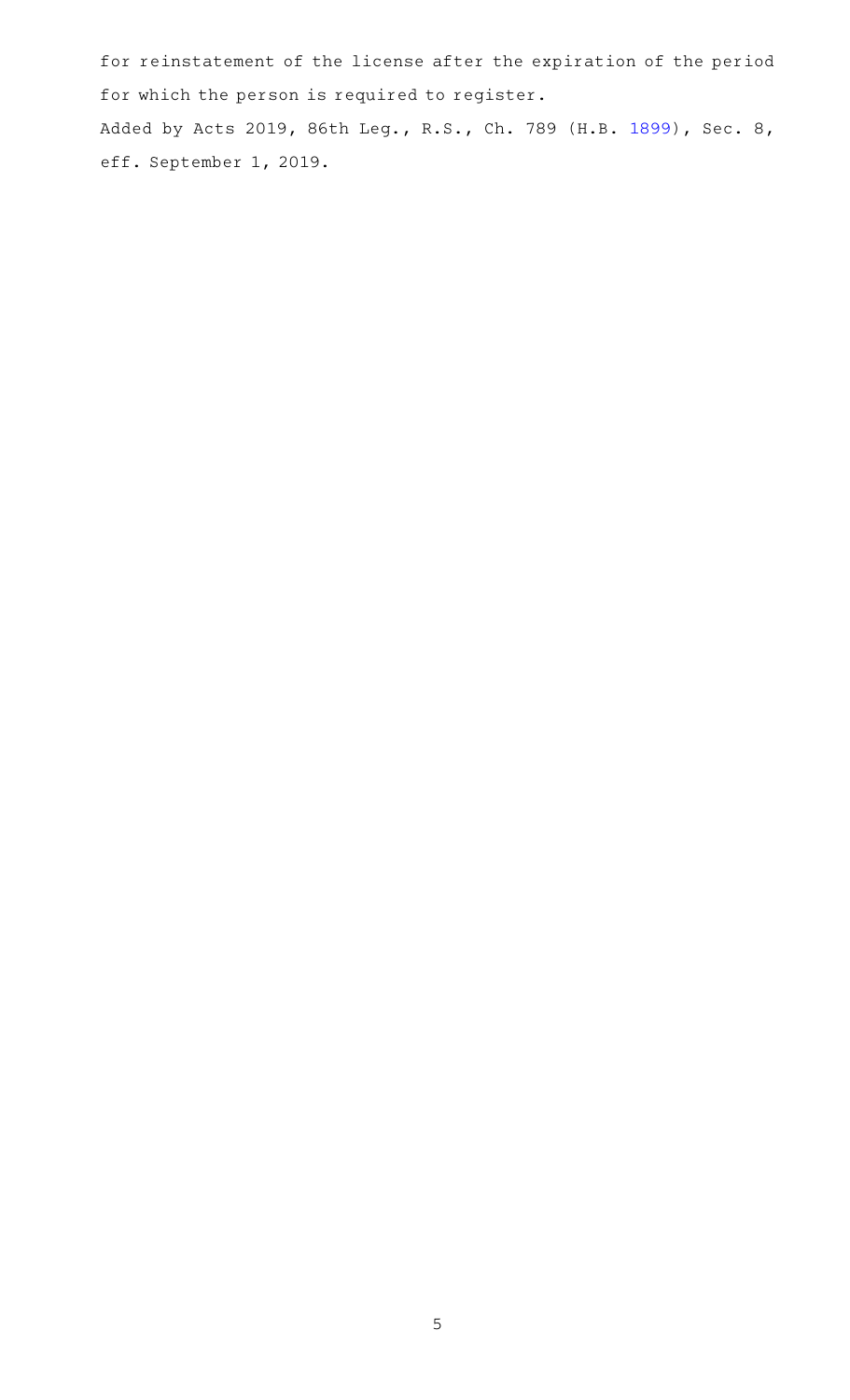for reinstatement of the license after the expiration of the period for which the person is required to register.

Added by Acts 2019, 86th Leg., R.S., Ch. 789 (H.B. 1899), Sec. 8, eff. September 1, 2019.